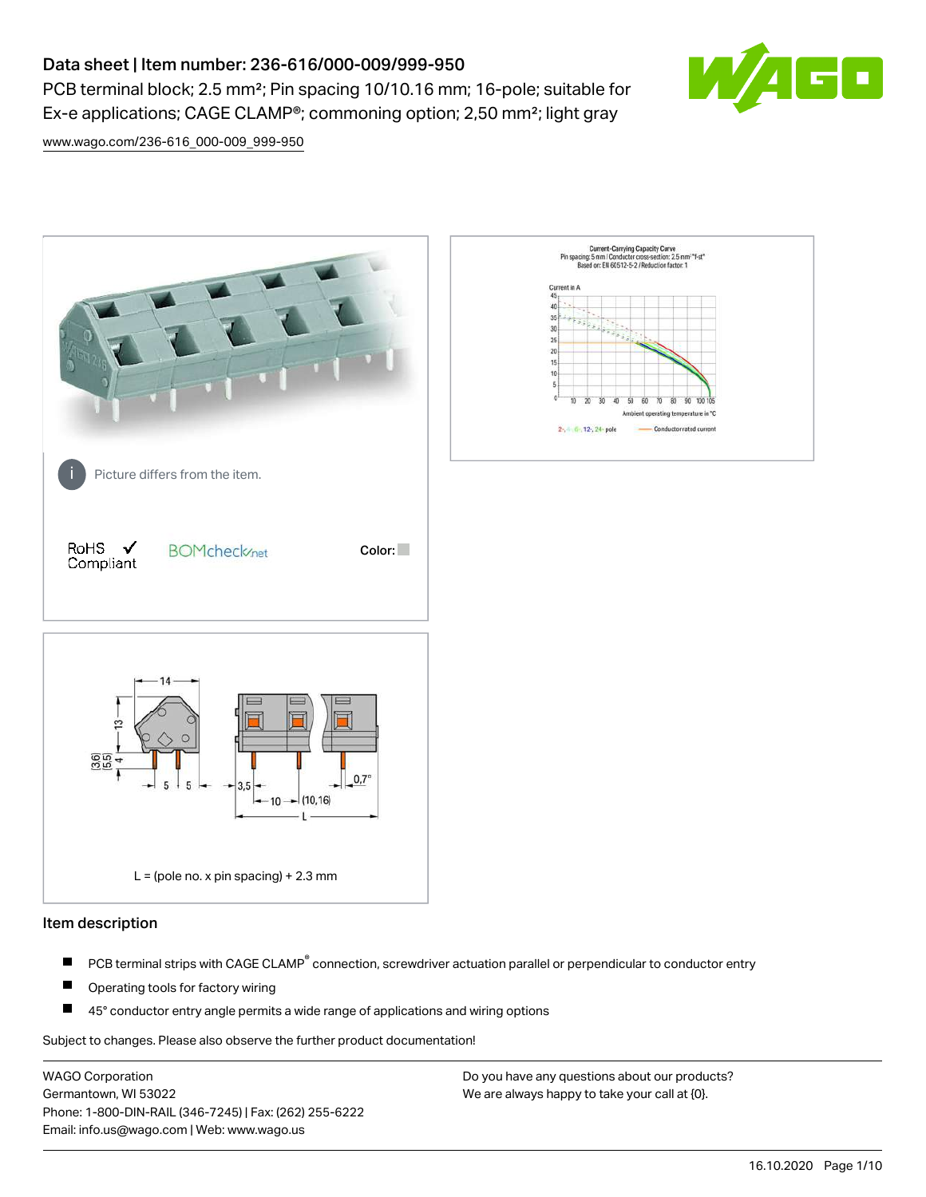# Data sheet | Item number: 236-616/000-009/999-950

PCB terminal block; 2.5 mm²; Pin spacing 10/10.16 mm; 16-pole; suitable for Ex-e applications; CAGE CLAMP®; commoning option; 2,50 mm²; light gray

www.wago.com/236-616_000-009_999-950

Picture differs from the item.

RoHS ✓ Compliant

Color:

L = (pole no. x pin spacing) + 2.3 mm

## Item description

- PCB terminal strips with CAGE CLAMP® connection, screwdriver actuation parallel or perpendicular to conductor entry
- Operating tools for factory wiring
- 45° conductor entry angle permits a wide range of applications and wiring options

Subject to changes. Please also observe the further product documentation!

WAGO Corporation
Germantown, WI 53022
Phone: 1-800-DIN-RAIL (346-7245) | Fax: (262) 255-6222
Email: info.us@wago.com | Web: www.wago.us

Do you have any questions about our products?
We are always happy to take your call at {0}.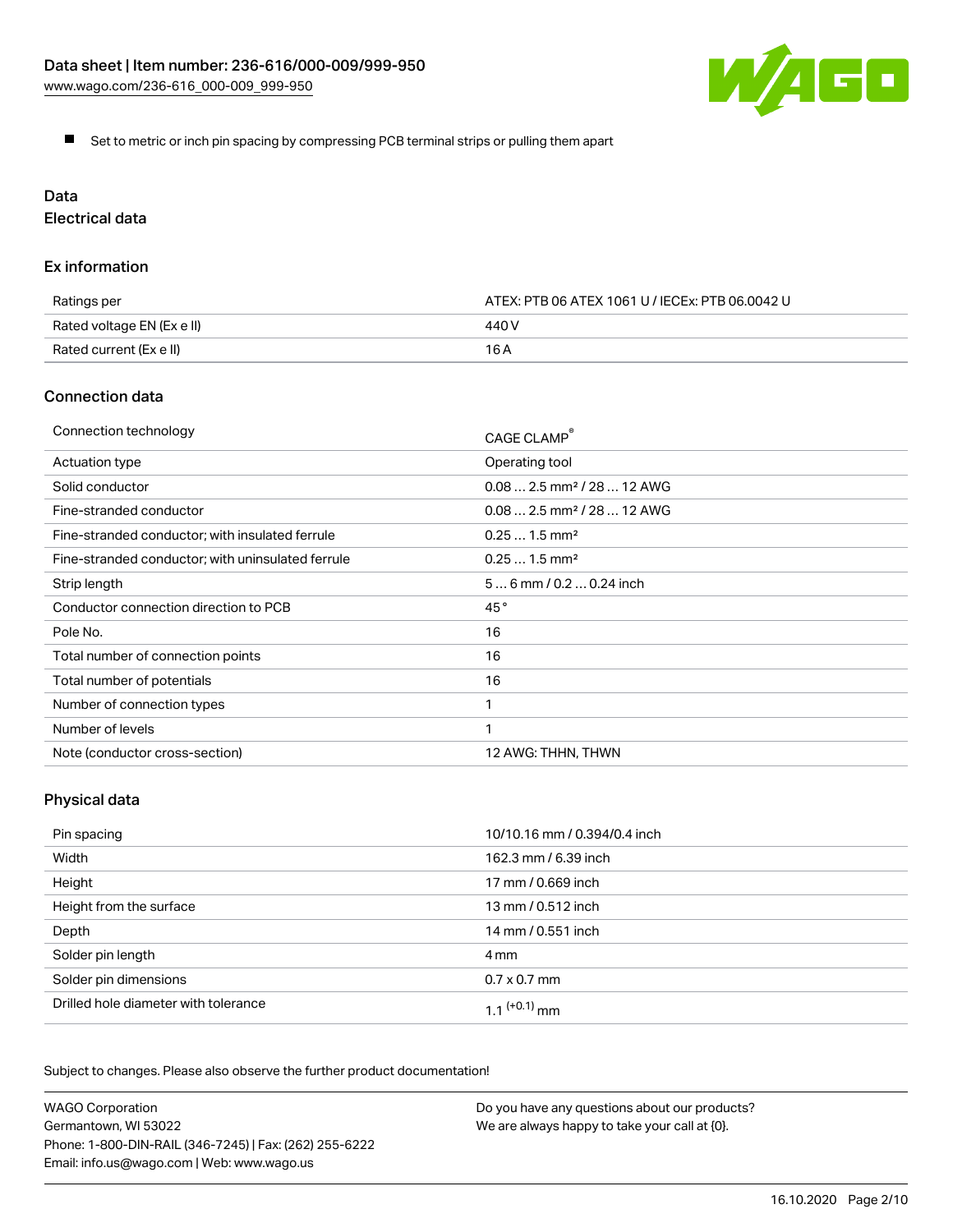- Set to metric or inch pin spacing by compressing PCB terminal strips or pulling them apart

## Data

### Electrical data

#### Ex information

| | |
|---|---|
| Ratings per | ATEX: PTB 06 ATEX 1061 U / IECEx: PTB 06.0042 U |
| Rated voltage EN (Ex e II) | 440 V |
| Rated current (Ex e II) | 16 A |

#### Connection data

| | |
|---|---|
| Connection technology | CAGE CLAMP® |
| Actuation type | Operating tool |
| Solid conductor | 0.08 … 2.5 mm² / 28 … 12 AWG |
| Fine-stranded conductor | 0.08 … 2.5 mm² / 28 … 12 AWG |
| Fine-stranded conductor; with insulated ferrule | 0.25 … 1.5 mm² |
| Fine-stranded conductor; with uninsulated ferrule | 0.25 … 1.5 mm² |
| Strip length | 5 … 6 mm / 0.2 … 0.24 inch |
| Conductor connection direction to PCB | 45 ° |
| Pole No. | 16 |
| Total number of connection points | 16 |
| Total number of potentials | 16 |
| Number of connection types | 1 |
| Number of levels | 1 |
| Note (conductor cross-section) | 12 AWG: THHN, THWN |

#### Physical data

| | |
|---|---|
| Pin spacing | 10/10.16 mm / 0.394/0.4 inch |
| Width | 162.3 mm / 6.39 inch |
| Height | 17 mm / 0.669 inch |
| Height from the surface | 13 mm / 0.512 inch |
| Depth | 14 mm / 0.551 inch |
| Solder pin length | 4 mm |
| Solder pin dimensions | 0.7 x 0.7 mm |
| Drilled hole diameter with tolerance | 1.1 $^{(+0.1)}$ mm |

Subject to changes. Please also observe the further product documentation!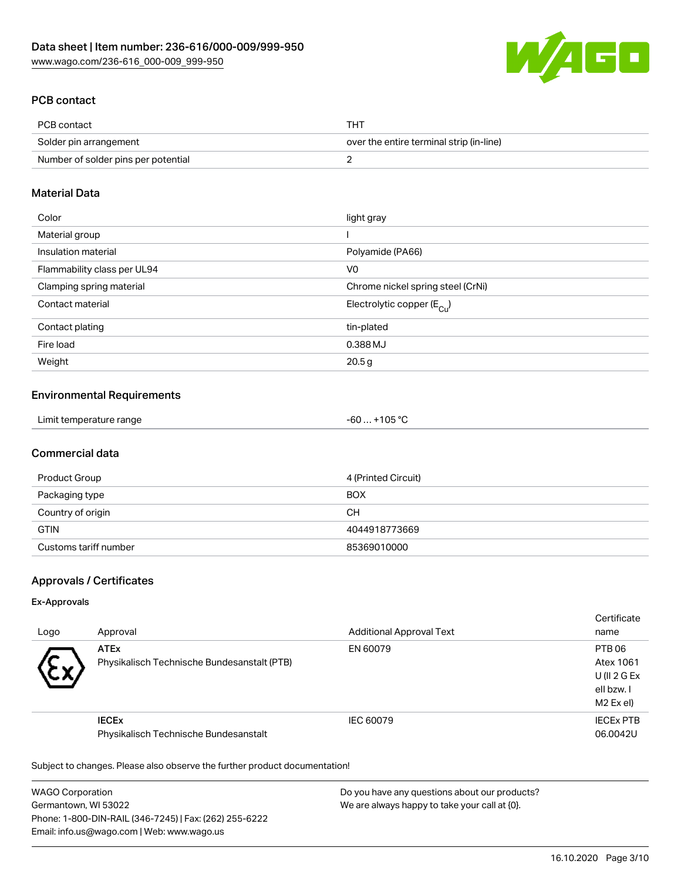## PCB contact

| PCB contact | THT |
| --- | --- |
| Solder pin arrangement | over the entire terminal strip (in-line) |
| Number of solder pins per potential | 2 |

## Material Data

| Color | light gray |
| --- | --- |
| Material group | I |
| Insulation material | Polyamide (PA66) |
| Flammability class per UL94 | V0 |
| Clamping spring material | Chrome nickel spring steel (CrNi) |
| Contact material | Electrolytic copper ($E_{Cu}$) |
| Contact plating | tin-plated |
| Fire load | 0.388 MJ |
| Weight | 20.5 g |

## Environmental Requirements

| Limit temperature range | -60 … +105 °C |
| --- | --- |

## Commercial data

| Product Group | 4 (Printed Circuit) |
| --- | --- |
| Packaging type | BOX |
| Country of origin | CH |
| GTIN | 4044918773669 |
| Customs tariff number | 85369010000 |

## Approvals / Certificates

### Ex-Approvals

| Logo | Approval | Additional Approval Text | Certificate name |
| --- | --- | --- | --- |
| | **ATEx** Physikalisch Technische Bundesanstalt (PTB) | EN 60079 | PTB 06 Atex 1061 U (II 2 G Ex eII bzw. I M2 Ex eI) |
| | **IECEx** Physikalisch Technische Bundesanstalt | IEC 60079 | IECEx PTB 06.0042U |

Subject to changes. Please also observe the further product documentation!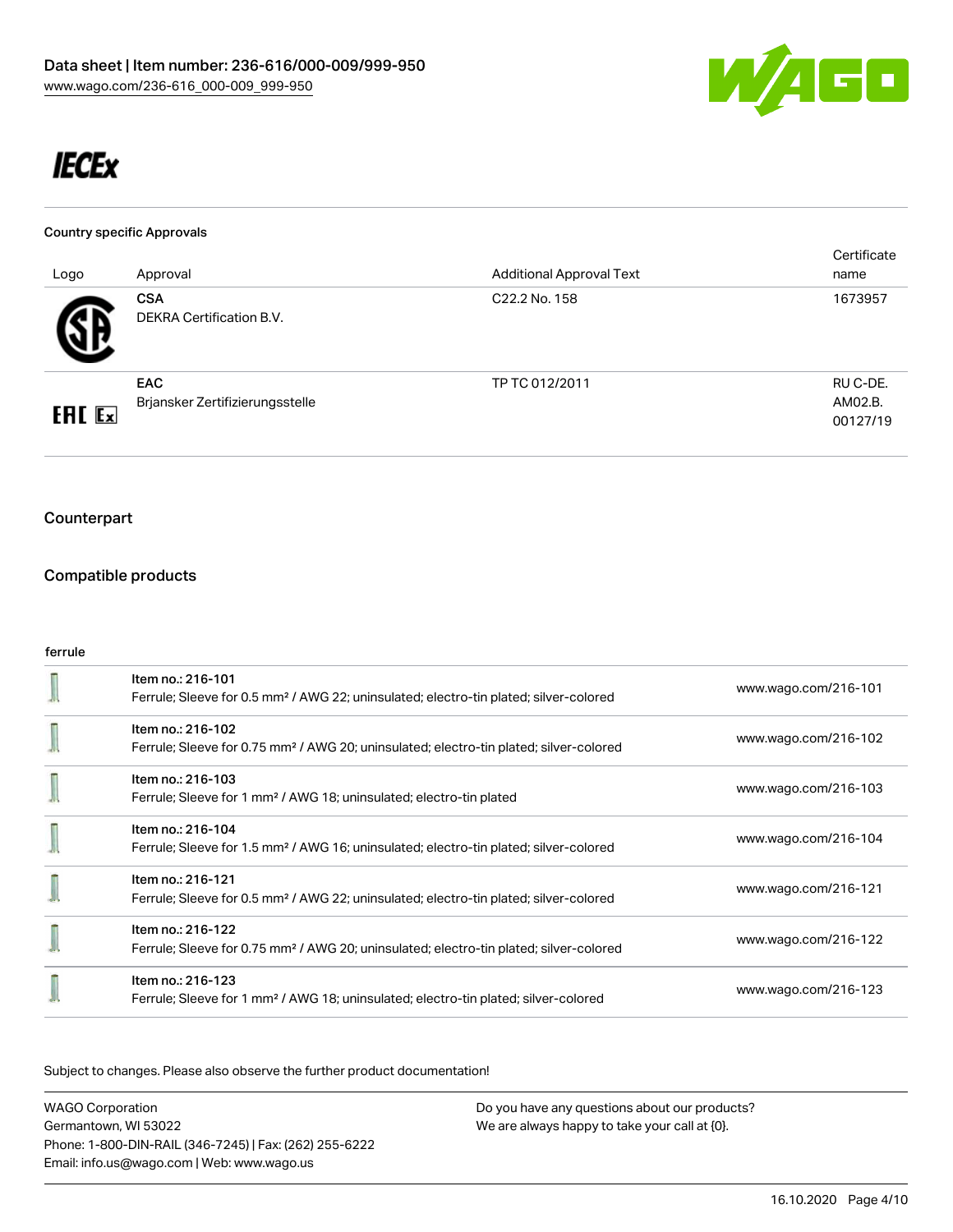IECEx

### Country specific Approvals

| Logo | Approval | Additional Approval Text | Certificate name |
| --- | --- | --- | --- |
| | **CSA**<br>DEKRA Certification B.V. | C22.2 No. 158 | 1673957 |
| EAC Ex | **EAC**<br>Brjansker Zertifizierungsstelle | TP TC 012/2011 | RU C-DE.<br>AM02.B.<br>00127/19 |

## Counterpart

## Compatible products

ferrule

| | | |
| --- | --- | --- |
| | Item no.: 216-101<br>Ferrule; Sleeve for 0.5 mm² / AWG 22; uninsulated; electro-tin plated; silver-colored | www.wago.com/216-101 |
| | Item no.: 216-102<br>Ferrule; Sleeve for 0.75 mm² / AWG 20; uninsulated; electro-tin plated; silver-colored | www.wago.com/216-102 |
| | Item no.: 216-103<br>Ferrule; Sleeve for 1 mm² / AWG 18; uninsulated; electro-tin plated | www.wago.com/216-103 |
| | Item no.: 216-104<br>Ferrule; Sleeve for 1.5 mm² / AWG 16; uninsulated; electro-tin plated; silver-colored | www.wago.com/216-104 |
| | Item no.: 216-121<br>Ferrule; Sleeve for 0.5 mm² / AWG 22; uninsulated; electro-tin plated; silver-colored | www.wago.com/216-121 |
| | Item no.: 216-122<br>Ferrule; Sleeve for 0.75 mm² / AWG 20; uninsulated; electro-tin plated; silver-colored | www.wago.com/216-122 |
| | Item no.: 216-123<br>Ferrule; Sleeve for 1 mm² / AWG 18; uninsulated; electro-tin plated; silver-colored | www.wago.com/216-123 |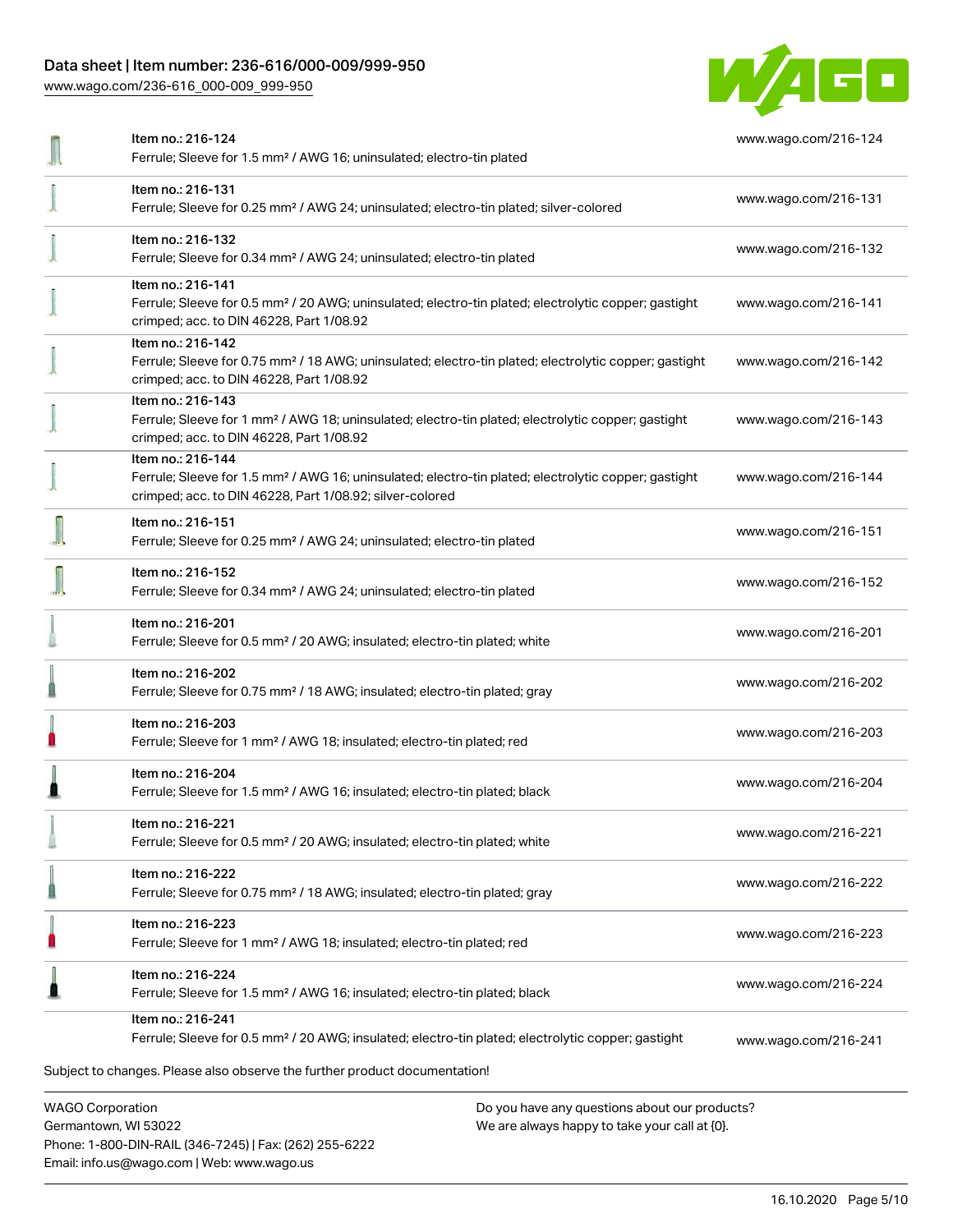| Item | Link |
| --- | --- |
| Item no.: 216-124<br>Ferrule; Sleeve for 1.5 mm² / AWG 16; uninsulated; electro-tin plated | www.wago.com/216-124 |
| Item no.: 216-131<br>Ferrule; Sleeve for 0.25 mm² / AWG 24; uninsulated; electro-tin plated; silver-colored | www.wago.com/216-131 |
| Item no.: 216-132<br>Ferrule; Sleeve for 0.34 mm² / AWG 24; uninsulated; electro-tin plated | www.wago.com/216-132 |
| Item no.: 216-141<br>Ferrule; Sleeve for 0.5 mm² / 20 AWG; uninsulated; electro-tin plated; electrolytic copper; gastight crimped; acc. to DIN 46228, Part 1/08.92 | www.wago.com/216-141 |
| Item no.: 216-142<br>Ferrule; Sleeve for 0.75 mm² / 18 AWG; uninsulated; electro-tin plated; electrolytic copper; gastight crimped; acc. to DIN 46228, Part 1/08.92 | www.wago.com/216-142 |
| Item no.: 216-143<br>Ferrule; Sleeve for 1 mm² / AWG 18; uninsulated; electro-tin plated; electrolytic copper; gastight crimped; acc. to DIN 46228, Part 1/08.92 | www.wago.com/216-143 |
| Item no.: 216-144<br>Ferrule; Sleeve for 1.5 mm² / AWG 16; uninsulated; electro-tin plated; electrolytic copper; gastight crimped; acc. to DIN 46228, Part 1/08.92; silver-colored | www.wago.com/216-144 |
| Item no.: 216-151<br>Ferrule; Sleeve for 0.25 mm² / AWG 24; uninsulated; electro-tin plated | www.wago.com/216-151 |
| Item no.: 216-152<br>Ferrule; Sleeve for 0.34 mm² / AWG 24; uninsulated; electro-tin plated | www.wago.com/216-152 |
| Item no.: 216-201<br>Ferrule; Sleeve for 0.5 mm² / 20 AWG; insulated; electro-tin plated; white | www.wago.com/216-201 |
| Item no.: 216-202<br>Ferrule; Sleeve for 0.75 mm² / 18 AWG; insulated; electro-tin plated; gray | www.wago.com/216-202 |
| Item no.: 216-203<br>Ferrule; Sleeve for 1 mm² / AWG 18; insulated; electro-tin plated; red | www.wago.com/216-203 |
| Item no.: 216-204<br>Ferrule; Sleeve for 1.5 mm² / AWG 16; insulated; electro-tin plated; black | www.wago.com/216-204 |
| Item no.: 216-221<br>Ferrule; Sleeve for 0.5 mm² / 20 AWG; insulated; electro-tin plated; white | www.wago.com/216-221 |
| Item no.: 216-222<br>Ferrule; Sleeve for 0.75 mm² / 18 AWG; insulated; electro-tin plated; gray | www.wago.com/216-222 |
| Item no.: 216-223<br>Ferrule; Sleeve for 1 mm² / AWG 18; insulated; electro-tin plated; red | www.wago.com/216-223 |
| Item no.: 216-224<br>Ferrule; Sleeve for 1.5 mm² / AWG 16; insulated; electro-tin plated; black | www.wago.com/216-224 |
| Item no.: 216-241<br>Ferrule; Sleeve for 0.5 mm² / 20 AWG; insulated; electro-tin plated; electrolytic copper; gastight | www.wago.com/216-241 |

Subject to changes. Please also observe the further product documentation!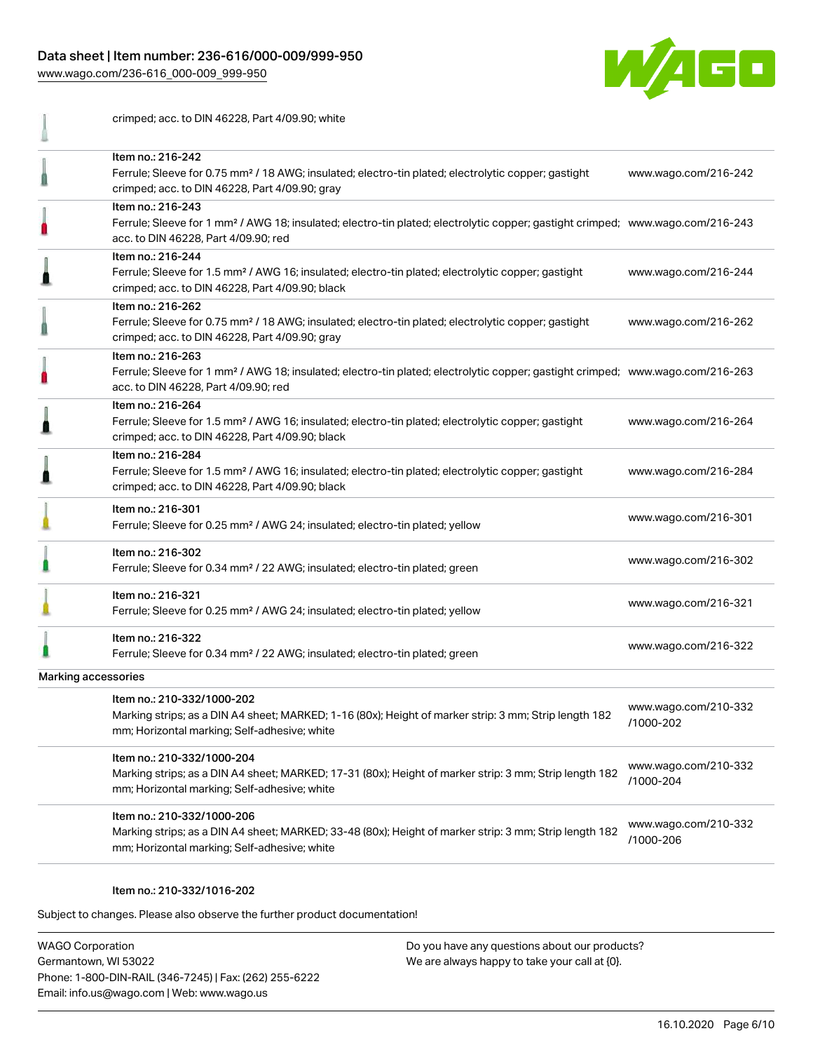| | |
|---|---|
| crimped; acc. to DIN 46228, Part 4/09.90; white | |
| Item no.: 216-242<br>Ferrule; Sleeve for 0.75 mm² / 18 AWG; insulated; electro-tin plated; electrolytic copper; gastight crimped; acc. to DIN 46228, Part 4/09.90; gray | www.wago.com/216-242 |
| Item no.: 216-243<br>Ferrule; Sleeve for 1 mm² / AWG 18; insulated; electro-tin plated; electrolytic copper; gastight crimped; acc. to DIN 46228, Part 4/09.90; red | www.wago.com/216-243 |
| Item no.: 216-244<br>Ferrule; Sleeve for 1.5 mm² / AWG 16; insulated; electro-tin plated; electrolytic copper; gastight crimped; acc. to DIN 46228, Part 4/09.90; black | www.wago.com/216-244 |
| Item no.: 216-262<br>Ferrule; Sleeve for 0.75 mm² / 18 AWG; insulated; electro-tin plated; electrolytic copper; gastight crimped; acc. to DIN 46228, Part 4/09.90; gray | www.wago.com/216-262 |
| Item no.: 216-263<br>Ferrule; Sleeve for 1 mm² / AWG 18; insulated; electro-tin plated; electrolytic copper; gastight crimped; acc. to DIN 46228, Part 4/09.90; red | www.wago.com/216-263 |
| Item no.: 216-264<br>Ferrule; Sleeve for 1.5 mm² / AWG 16; insulated; electro-tin plated; electrolytic copper; gastight crimped; acc. to DIN 46228, Part 4/09.90; black | www.wago.com/216-264 |
| Item no.: 216-284<br>Ferrule; Sleeve for 1.5 mm² / AWG 16; insulated; electro-tin plated; electrolytic copper; gastight crimped; acc. to DIN 46228, Part 4/09.90; black | www.wago.com/216-284 |
| Item no.: 216-301<br>Ferrule; Sleeve for 0.25 mm² / AWG 24; insulated; electro-tin plated; yellow | www.wago.com/216-301 |
| Item no.: 216-302<br>Ferrule; Sleeve for 0.34 mm² / 22 AWG; insulated; electro-tin plated; green | www.wago.com/216-302 |
| Item no.: 216-321<br>Ferrule; Sleeve for 0.25 mm² / AWG 24; insulated; electro-tin plated; yellow | www.wago.com/216-321 |
| Item no.: 216-322<br>Ferrule; Sleeve for 0.34 mm² / 22 AWG; insulated; electro-tin plated; green | www.wago.com/216-322 |

Marking accessories

| | |
|---|---|
| Item no.: 210-332/1000-202<br>Marking strips; as a DIN A4 sheet; MARKED; 1-16 (80x); Height of marker strip: 3 mm; Strip length 182 mm; Horizontal marking; Self-adhesive; white | www.wago.com/210-332/1000-202 |
| Item no.: 210-332/1000-204<br>Marking strips; as a DIN A4 sheet; MARKED; 17-31 (80x); Height of marker strip: 3 mm; Strip length 182 mm; Horizontal marking; Self-adhesive; white | www.wago.com/210-332/1000-204 |
| Item no.: 210-332/1000-206<br>Marking strips; as a DIN A4 sheet; MARKED; 33-48 (80x); Height of marker strip: 3 mm; Strip length 182 mm; Horizontal marking; Self-adhesive; white | www.wago.com/210-332/1000-206 |
| Item no.: 210-332/1016-202 | |

Subject to changes. Please also observe the further product documentation!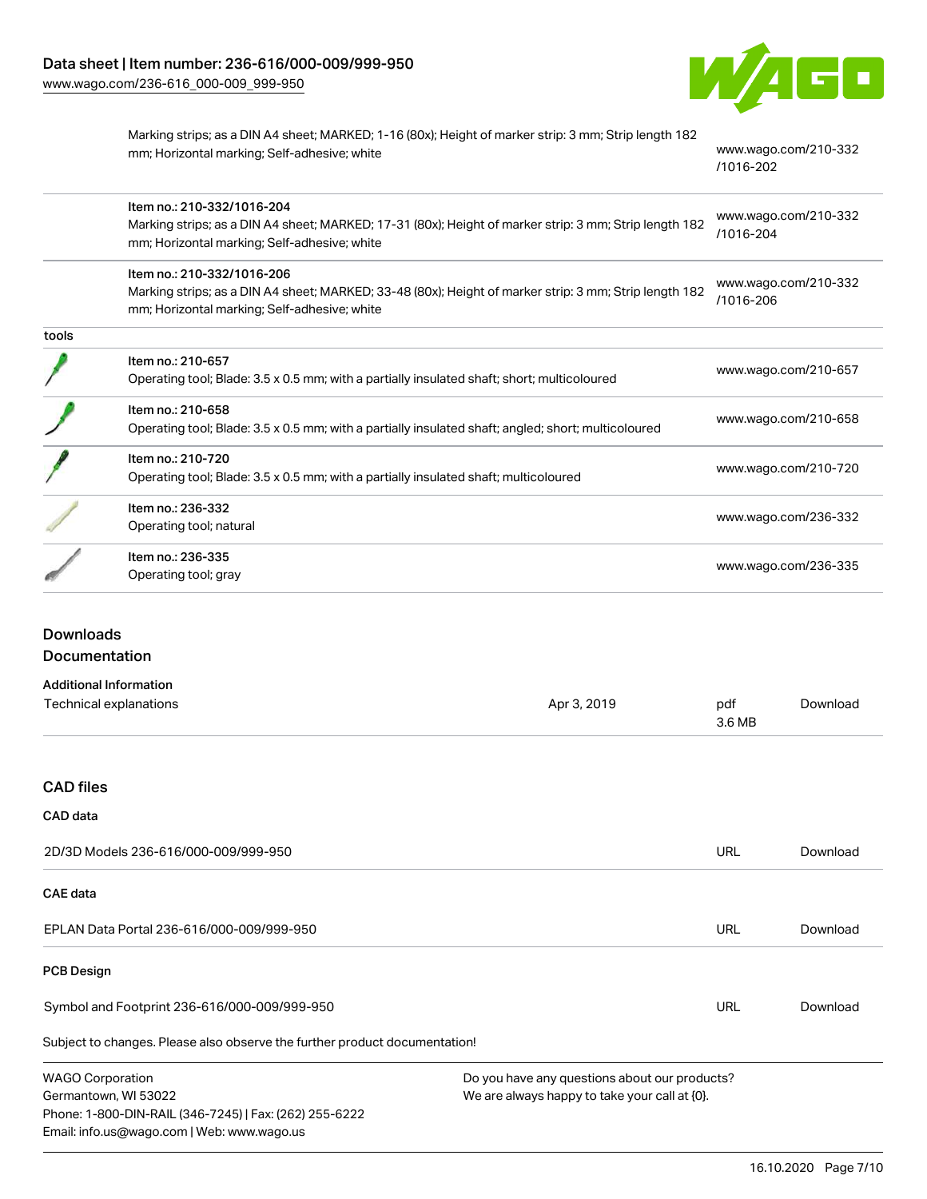| | | |
|---|---|---|
| | Marking strips; as a DIN A4 sheet; MARKED; 1-16 (80x); Height of marker strip: 3 mm; Strip length 182 mm; Horizontal marking; Self-adhesive; white | www.wago.com/210-332/1016-202 |
| | Item no.: 210-332/1016-204<br>Marking strips; as a DIN A4 sheet; MARKED; 17-31 (80x); Height of marker strip: 3 mm; Strip length 182 mm; Horizontal marking; Self-adhesive; white | www.wago.com/210-332/1016-204 |
| | Item no.: 210-332/1016-206<br>Marking strips; as a DIN A4 sheet; MARKED; 33-48 (80x); Height of marker strip: 3 mm; Strip length 182 mm; Horizontal marking; Self-adhesive; white | www.wago.com/210-332/1016-206 |
| tools | | |
| | Item no.: 210-657<br>Operating tool; Blade: 3.5 x 0.5 mm; with a partially insulated shaft; short; multicoloured | www.wago.com/210-657 |
| | Item no.: 210-658<br>Operating tool; Blade: 3.5 x 0.5 mm; with a partially insulated shaft; angled; short; multicoloured | www.wago.com/210-658 |
| | Item no.: 210-720<br>Operating tool; Blade: 3.5 x 0.5 mm; with a partially insulated shaft; multicoloured | www.wago.com/210-720 |
| | Item no.: 236-332<br>Operating tool; natural | www.wago.com/236-332 |
| | Item no.: 236-335<br>Operating tool; gray | www.wago.com/236-335 |

## Downloads

### Documentation

**Additional Information**

| | | | |
|---|---|---|---|
| Technical explanations | Apr 3, 2019 | pdf<br>3.6 MB | Download |

### CAD files

**CAD data**

| | | |
|---|---|---|
| 2D/3D Models 236-616/000-009/999-950 | URL | Download |

**CAE data**

| | | |
|---|---|---|
| EPLAN Data Portal 236-616/000-009/999-950 | URL | Download |

**PCB Design**

| | | |
|---|---|---|
| Symbol and Footprint 236-616/000-009/999-950 | URL | Download |

Subject to changes. Please also observe the further product documentation!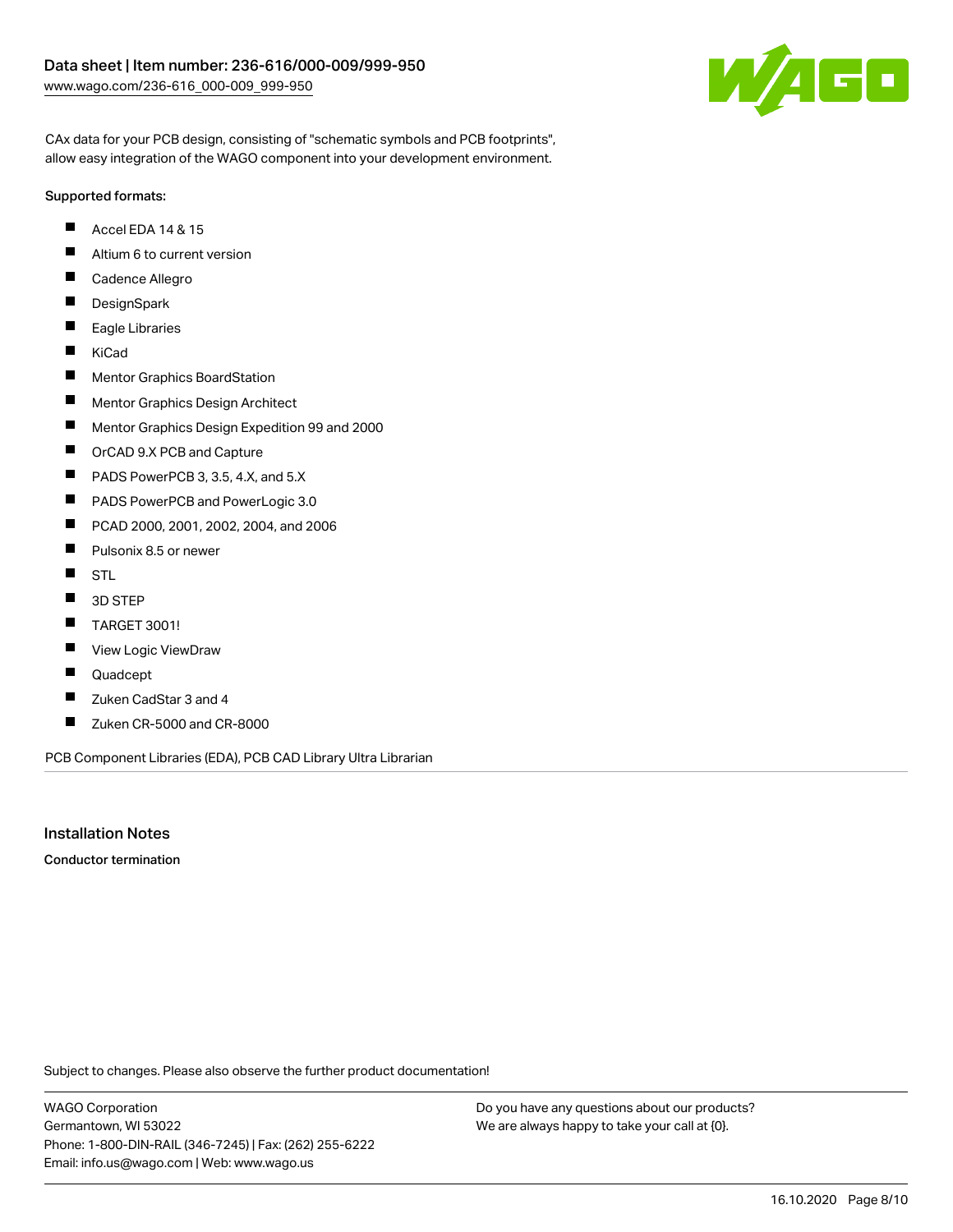CAx data for your PCB design, consisting of "schematic symbols and PCB footprints", allow easy integration of the WAGO component into your development environment.

Supported formats:

- Accel EDA 14 & 15
- Altium 6 to current version
- Cadence Allegro
- DesignSpark
- Eagle Libraries
- KiCad
- Mentor Graphics BoardStation
- Mentor Graphics Design Architect
- Mentor Graphics Design Expedition 99 and 2000
- OrCAD 9.X PCB and Capture
- PADS PowerPCB 3, 3.5, 4.X, and 5.X
- PADS PowerPCB and PowerLogic 3.0
- PCAD 2000, 2001, 2002, 2004, and 2006
- Pulsonix 8.5 or newer
- STL
- 3D STEP
- TARGET 3001!
- View Logic ViewDraw
- Quadcept
- Zuken CadStar 3 and 4
- Zuken CR-5000 and CR-8000

PCB Component Libraries (EDA), PCB CAD Library Ultra Librarian

## Installation Notes

**Conductor termination**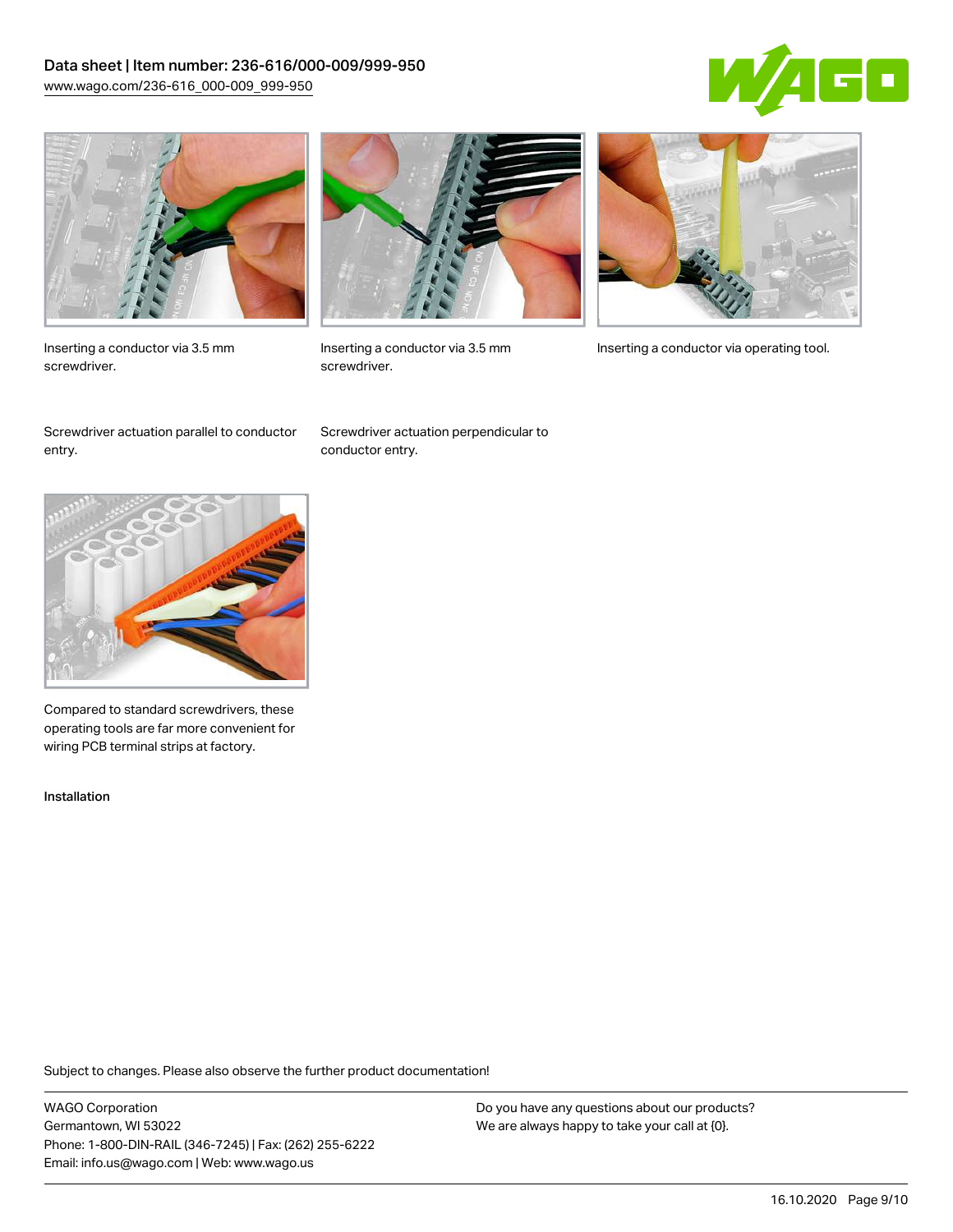Inserting a conductor via 3.5 mm screwdriver.

Inserting a conductor via 3.5 mm screwdriver.

Inserting a conductor via operating tool.

Screwdriver actuation parallel to conductor entry.

Screwdriver actuation perpendicular to conductor entry.

Compared to standard screwdrivers, these operating tools are far more convenient for wiring PCB terminal strips at factory.

Installation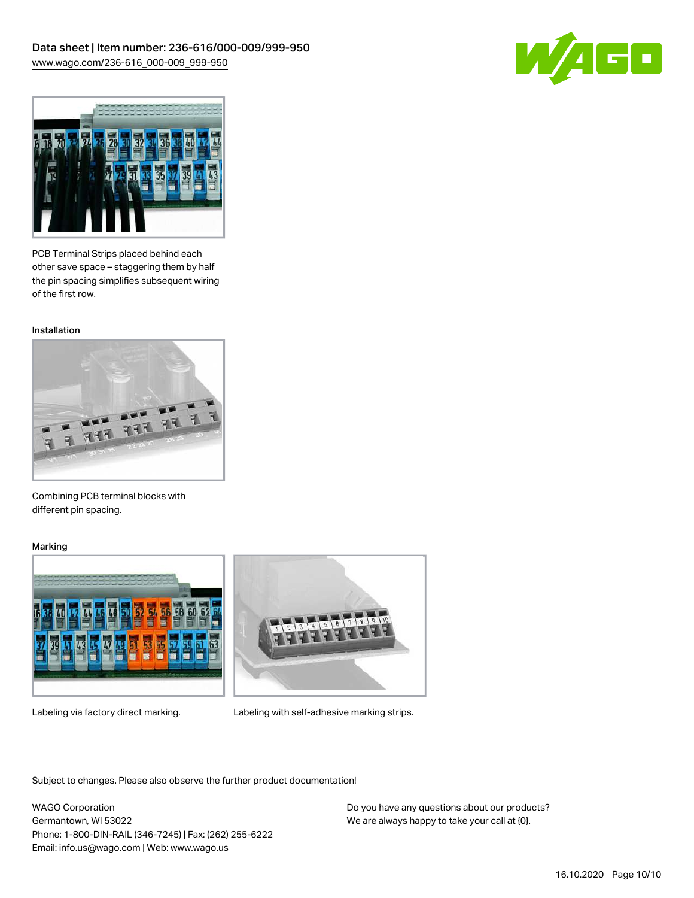PCB Terminal Strips placed behind each other save space – staggering them by half the pin spacing simplifies subsequent wiring of the first row.

### Installation

Combining PCB terminal blocks with different pin spacing.

### Marking

Labeling via factory direct marking.

Labeling with self-adhesive marking strips.

Subject to changes. Please also observe the further product documentation!

WAGO Corporation
Germantown, WI 53022
Phone: 1-800-DIN-RAIL (346-7245) | Fax: (262) 255-6222
Email: info.us@wago.com | Web: www.wago.us

Do you have any questions about our products?
We are always happy to take your call at {0}.